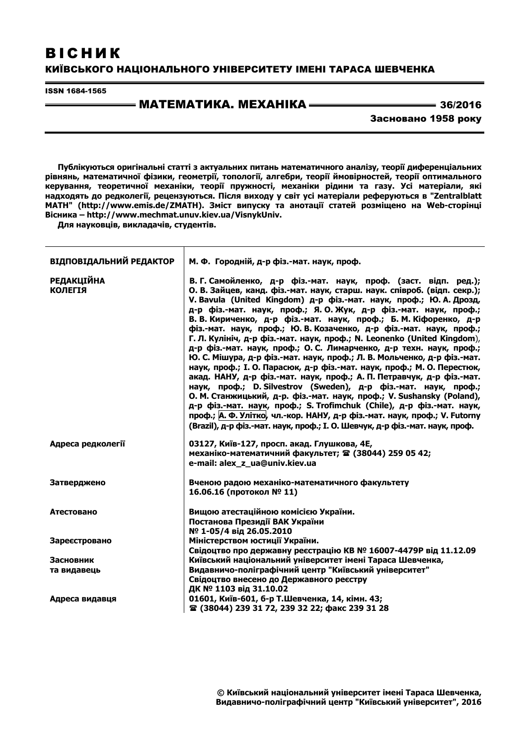# ВІСНИК

## КИЇВСЬКОГО НАЦІОНАЛЬНОГО УНІВЕРСИТЕТУ ІМЕНІ ТАРАСА ШЕВЧЕНКА

ISSN 1684-1565

## МАТЕМАТИКА. МЕХАНІКА

36/2016

Засновано 1958 року

**Публікуються оригінальні статті з актуальних питань математичного аналізу, теорії диференціальних рівнянь, математичної фізики, геометрії, топології, алгебри, теорії ймовірностей, теорії оптимального керування, теоретичної механіки, теорії пружності, механіки рідини та газу. Усі матеріали, які надходять до редколегії, рецензуються. Після виходу у світ усі матеріали реферуються в "Zentralblatt MATH" (http://www.emis.de/ZMATH). Зміст випуску та анотації статей розміщено на Web-сторінці Вісника – http://www.mechmat.univ.kiev.ua/VisnykUniv.**

**Для науковців, викладачів, студентів.**

| | |
|---|---|
| **ВІДПОВІДАЛЬНИЙ РЕДАКТОР** | **М. Ф. Городній, д-р фіз.-мат. наук, проф.** |
| **РЕДАКЦІЙНА КОЛЕГІЯ** | **В. Г. Самойленко, д-р фіз.-мат. наук, проф. (заст. відп. ред.); О. В. Зайцев, канд. фіз.-мат. наук, старш. наук. співроб. (відп. секр.); V. Bavula (United Kingdom) д-р фіз.-мат. наук, проф.; Ю. А. Дрозд, д-р фіз.-мат. наук, проф.; Я. О. Жук, д-р фіз.-мат. наук, проф.; В. В. Кириченко, д-р фіз.-мат. наук, проф.; Б. М. Кіфоренко, д-р фіз.-мат. наук, проф.; Ю. В. Козаченко, д-р фіз.-мат. наук, проф.; Г. Л. Кулініч, д-р фіз.-мат. наук, проф.; N. Leonenko (United Kingdom), д-р фіз.-мат. наук, проф.; О. С. Лимарченко, д-р техн. наук, проф.; Ю. С. Мішура, д-р фіз.-мат. наук, проф.; Л. В. Мольченко, д-р фіз.-мат. наук, проф.; І. О. Парасюк, д-р фіз.-мат. наук, проф.; М. О. Перестюк, акад. НАНУ, д-р фіз.-мат. наук, проф.; А. П. Петравчук, д-р фіз.-мат. наук, проф.; D. Silvestrov (Sweden), д-р фіз.-мат. наук, проф.; О. М. Станжицький, д-р. фіз.-мат. наук, проф.; V. Sushansky (Poland), д-р фіз.-мат. наук, проф.; S. Trofimchuk (Chile), д-р фіз.-мат. наук, проф.; А. Ф. Улітко, чл.-кор. НАНУ, д-р фіз.-мат. наук, проф.; V. Futorny (Brazil), д-р фіз.-мат. наук, проф.; І. О. Шевчук, д-р фіз.-мат. наук, проф.** |
| **Адреса редколегії** | **03127, Київ-127, просп. акад. Глушкова, 4Е, механіко-математичний факультет; ☎ (38044) 259 05 42; e-mail: alex_z_ua@univ.kiev.ua** |
| **Затверджено** | **Вченою радою механіко-математичного факультету 16.06.16 (протокол № 11)** |
| **Атестовано** | **Вищою атестаційною комісією України. Постанова Президії ВАК України № 1-05/4 від 26.05.2010** |
| **Зареєстровано** | **Міністерством юстиції України. Свідоцтво про державну реєстрацію КВ № 16007-4479Р від 11.12.09** |
| **Засновник та видавець** | **Київський національний університет імені Тараса Шевченка, Видавничо-поліграфічний центр "Київський університет" Свідоцтво внесено до Державного реєстру ДК № 1103 від 31.10.02** |
| **Адреса видавця** | **01601, Київ-601, б-р Т.Шевченка, 14, кімн. 43; ☎ (38044) 239 31 72, 239 32 22; факс 239 31 28** |

**© Київський національний університет імені Тараса Шевченка, Видавничо-поліграфічний центр "Київський університет", 2016**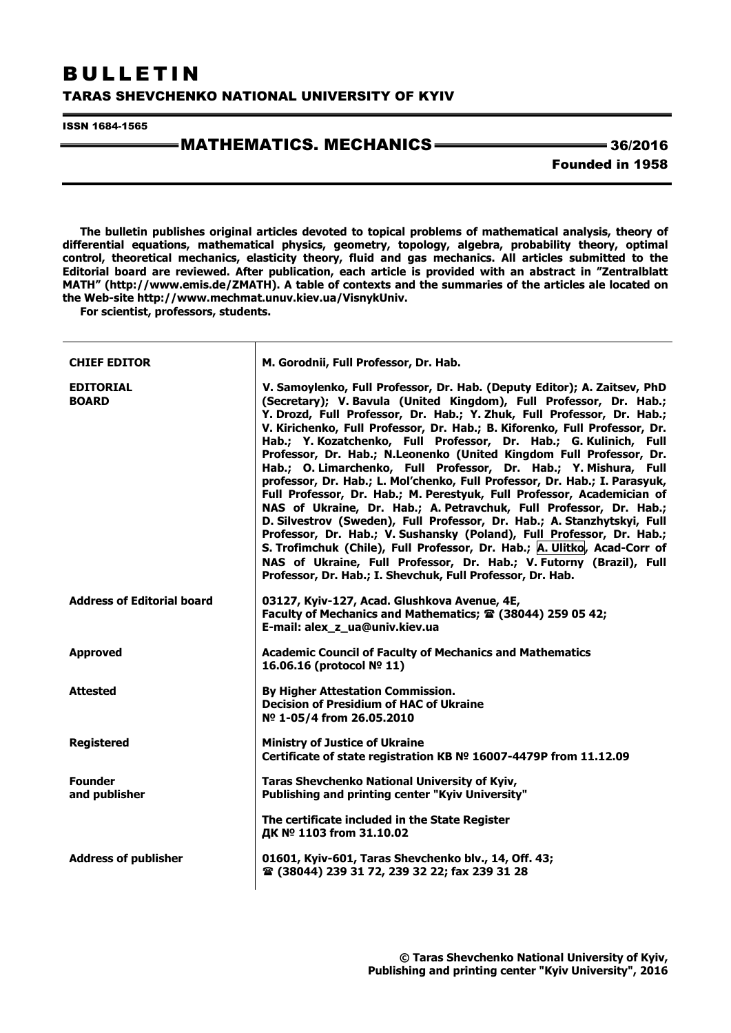# BULLETIN

## TARAS SHEVCHENKO NATIONAL UNIVERSITY OF KYIV

ISSN 1684-1565

## MATHEMATICS. MECHANICS 36/2016

**Founded in 1958**

**The bulletin publishes original articles devoted to topical problems of mathematical analysis, theory of differential equations, mathematical physics, geometry, topology, algebra, probability theory, optimal control, theoretical mechanics, elasticity theory, fluid and gas mechanics. All articles submitted to the Editorial board are reviewed. After publication, each article is provided with an abstract in "Zentralblatt MATH" (http://www.emis.de/ZMATH). A table of contexts and the summaries of the articles ale located on the Web-site http://www.mechmat.unuv.kiev.ua/VisnykUniv.**

**For scientist, professors, students.**

| | |
|---|---|
| **CHIEF EDITOR** | **M. Gorodnii, Full Professor, Dr. Hab.** |
| **EDITORIAL BOARD** | **V. Samoylenko, Full Professor, Dr. Hab. (Deputy Editor); A. Zaitsev, PhD (Secretary); V. Bavula (United Kingdom), Full Professor, Dr. Hab.; Y. Drozd, Full Professor, Dr. Hab.; Y. Zhuk, Full Professor, Dr. Hab.; V. Kirichenko, Full Professor, Dr. Hab.; B. Kiforenko, Full Professor, Dr. Hab.; Y. Kozatchenko, Full Professor, Dr. Hab.; G. Kulinich, Full Professor, Dr. Hab.; N.Leonenko (United Kingdom Full Professor, Dr. Hab.; O. Limarchenko, Full Professor, Dr. Hab.; Y. Mishura, Full professor, Dr. Hab.; L. Mol'chenko, Full Professor, Dr. Hab.; I. Parasyuk, Full Professor, Dr. Hab.; M. Perestyuk, Full Professor, Academician of NAS of Ukraine, Dr. Hab.; A. Petravchuk, Full Professor, Dr. Hab.; D. Silvestrov (Sweden), Full Professor, Dr. Hab.; A. Stanzhytskyi, Full Professor, Dr. Hab.; V. Sushansky (Poland), Full Professor, Dr. Hab.; S. Trofimchuk (Chile), Full Professor, Dr. Hab.; A. Ulitko, Acad-Corr of NAS of Ukraine, Full Professor, Dr. Hab.; V. Futorny (Brazil), Full Professor, Dr. Hab.; I. Shevchuk, Full Professor, Dr. Hab.** |
| **Address of Editorial board** | **03127, Kyiv-127, Acad. Glushkova Avenue, 4E, Faculty of Mechanics and Mathematics; ☎ (38044) 259 05 42; E-mail: alex_z_ua@univ.kiev.ua** |
| **Approved** | **Academic Council of Faculty of Mechanics and Mathematics 16.06.16 (protocol № 11)** |
| **Attested** | **By Higher Attestation Commission. Decision of Presidium of HAC of Ukraine № 1-05/4 from 26.05.2010** |
| **Registered** | **Ministry of Justice of Ukraine Certificate of state registration КВ № 16007-4479Р from 11.12.09** |
| **Founder and publisher** | **Taras Shevchenko National University of Kyiv, Publishing and printing center "Kyiv University"** <br> **The certificate included in the State Register ДК № 1103 from 31.10.02** |
| **Address of publisher** | **01601, Kyiv-601, Taras Shevchenko blv., 14, Off. 43; ☎ (38044) 239 31 72, 239 32 22; fax 239 31 28** |

**© Taras Shevchenko National University of Kyiv, Publishing and printing center "Kyiv University", 2016**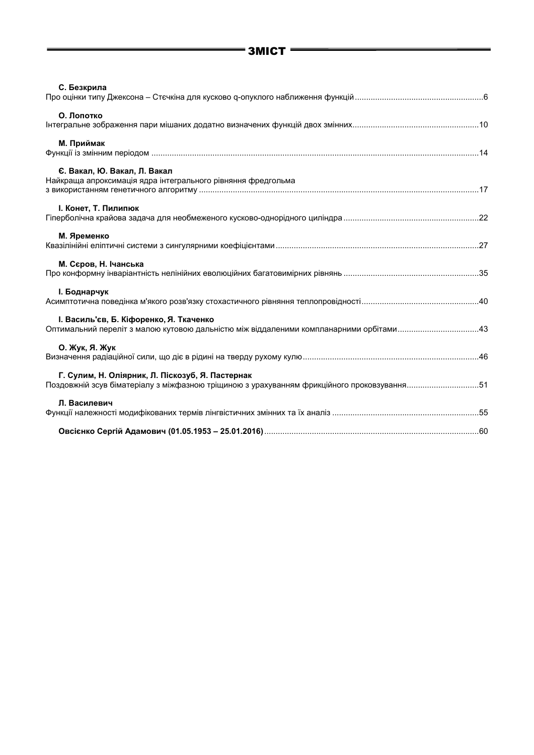# ЗМІСТ

**С. Безкрила**
Про оцінки типу Джексона – Стєчкіна для кусково q-опуклого наближення функцій ........ 6

**О. Лопотко**
Інтегральне зображення пари мішаних додатно визначених функцій двох змінних ........ 10

**М. Приймак**
Функції із змінним періодом ........ 14

**Є. Вакал, Ю. Вакал, Л. Вакал**
Найкраща апроксимація ядра інтегрального рівняння фредгольма з використанням генетичного алгоритму ........ 17

**І. Конет, Т. Пилипюк**
Гіперболічна крайова задача для необмеженого кусково-однорідного циліндра ........ 22

**М. Яременко**
Квазілінійні еліптичні системи з сингулярними коефіцієнтами ........ 27

**М. Сєров, Н. Ічанська**
Про конформну інваріантність нелінійних еволюційних багатовимірних рівнянь ........ 35

**І. Боднарчук**
Асимптотична поведінка м'якого розв'язку стохастичного рівняння теплопровідності ........ 40

**І. Васильʹєв, Б. Кіфоренко, Я. Ткаченко**
Оптимальний переліт з малою кутовою дальністю між віддаленими компланарними орбітами ........ 43

**О. Жук, Я. Жук**
Визначення радіаційної сили, що діє в рідині на тверду рухому кулю ........ 46

**Г. Сулим, Н. Оліярник, Л. Піскозуб, Я. Пастернак**
Поздовжній зсув біматеріалу з міжфазною тріщиною з урахуванням фрикційного проковзування ........ 51

**Л. Василевич**
Функції належності модифікованих термів лінгвістичних змінних та їх аналіз ........ 55

**Овсієнко Сергій Адамович (01.05.1953 – 25.01.2016)** ........ 60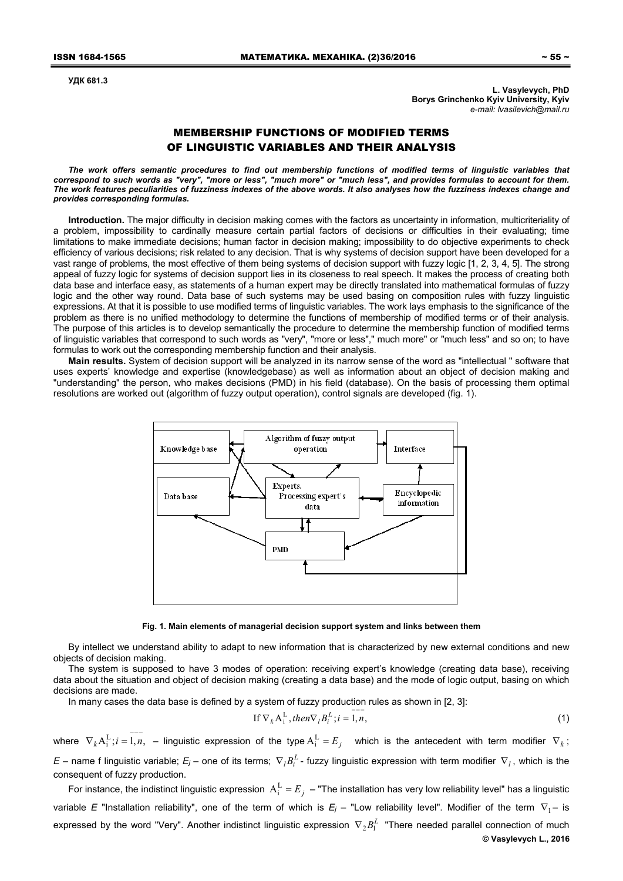УДК 681.3

**L. Vasylevych, PhD**
**Borys Grinchenko Kyiv University, Kyiv**
*e-mail: lvasilevich@mail.ru*

# MEMBERSHIP FUNCTIONS OF MODIFIED TERMS OF LINGUISTIC VARIABLES AND THEIR ANALYSIS

***The work offers semantic procedures to find out membership functions of modified terms of linguistic variables that correspond to such words as "very", "more or less", "much more" or "much less", and provides formulas to account for them. The work features peculiarities of fuzziness indexes of the above words. It also analyses how the fuzziness indexes change and provides corresponding formulas.***

**Introduction.** The major difficulty in decision making comes with the factors as uncertainty in information, multicriteriality of a problem, impossibility to cardinally measure certain partial factors of decisions or difficulties in their evaluating; time limitations to make immediate decisions; human factor in decision making; impossibility to do objective experiments to check efficiency of various decisions; risk related to any decision. That is why systems of decision support have been developed for a vast range of problems, the most effective of them being systems of decision support with fuzzy logic [1, 2, 3, 4, 5]. The strong appeal of fuzzy logic for systems of decision support lies in its closeness to real speech. It makes the process of creating both data base and interface easy, as statements of a human expert may be directly translated into mathematical formulas of fuzzy logic and the other way round. Data base of such systems may be used basing on composition rules with fuzzy linguistic expressions. At that it is possible to use modified terms of linguistic variables. The work lays emphasis to the significance of the problem as there is no unified methodology to determine the functions of membership of modified terms or of their analysis. The purpose of this articles is to develop semantically the procedure to determine the membership function of modified terms of linguistic variables that correspond to such words as "very", "more or less"," much more" or "much less" and so on; to have formulas to work out the corresponding membership function and their analysis.

**Main results.** System of decision support will be analyzed in its narrow sense of the word as "intellectual " software that uses experts' knowledge and expertise (knowledgebase) as well as information about an object of decision making and "understanding" the person, who makes decisions (PMD) in his field (database). On the basis of processing them optimal resolutions are worked out (algorithm of fuzzy output operation), control signals are developed (fig. 1).

**Fig. 1. Main elements of managerial decision support system and links between them**

By intellect we understand ability to adapt to new information that is characterized by new external conditions and new objects of decision making.

The system is supposed to have 3 modes of operation: receiving expert's knowledge (creating data base), receiving data about the situation and object of decision making (creating a data base) and the mode of logic output, basing on which decisions are made.

In many cases the data base is defined by a system of fuzzy production rules as shown in [2, 3]:

$$\text{If } \nabla_k \mathrm{A}_i^{\mathrm{L}}, then \nabla_l B_i^L; i = \overline{1,n}, \tag{1}$$

where $\nabla_k \mathrm{A}_i^{\mathrm{L}}; i = \overline{1,n},$ – linguistic expression of the type $\mathrm{A}_i^{\mathrm{L}} = E_j$ which is the antecedent with term modifier $\nabla_k$; *E* – name f linguistic variable; $E_j$ – one of its terms; $\nabla_l B_i^L$ - fuzzy linguistic expression with term modifier $\nabla_l$, which is the consequent of fuzzy production.

For instance, the indistinct linguistic expression $\mathrm{A}_i^{\mathrm{L}} = E_j$ – "The installation has very low reliability level" has a linguistic variable *E* "Installation reliability", one of the term of which is $E_j$ – "Low reliability level". Modifier of the term $\nabla_1$ – is expressed by the word "Very". Another indistinct linguistic expression $\nabla_2 B_1^L$ "There needed parallel connection of much

© Vasylevych L., 2016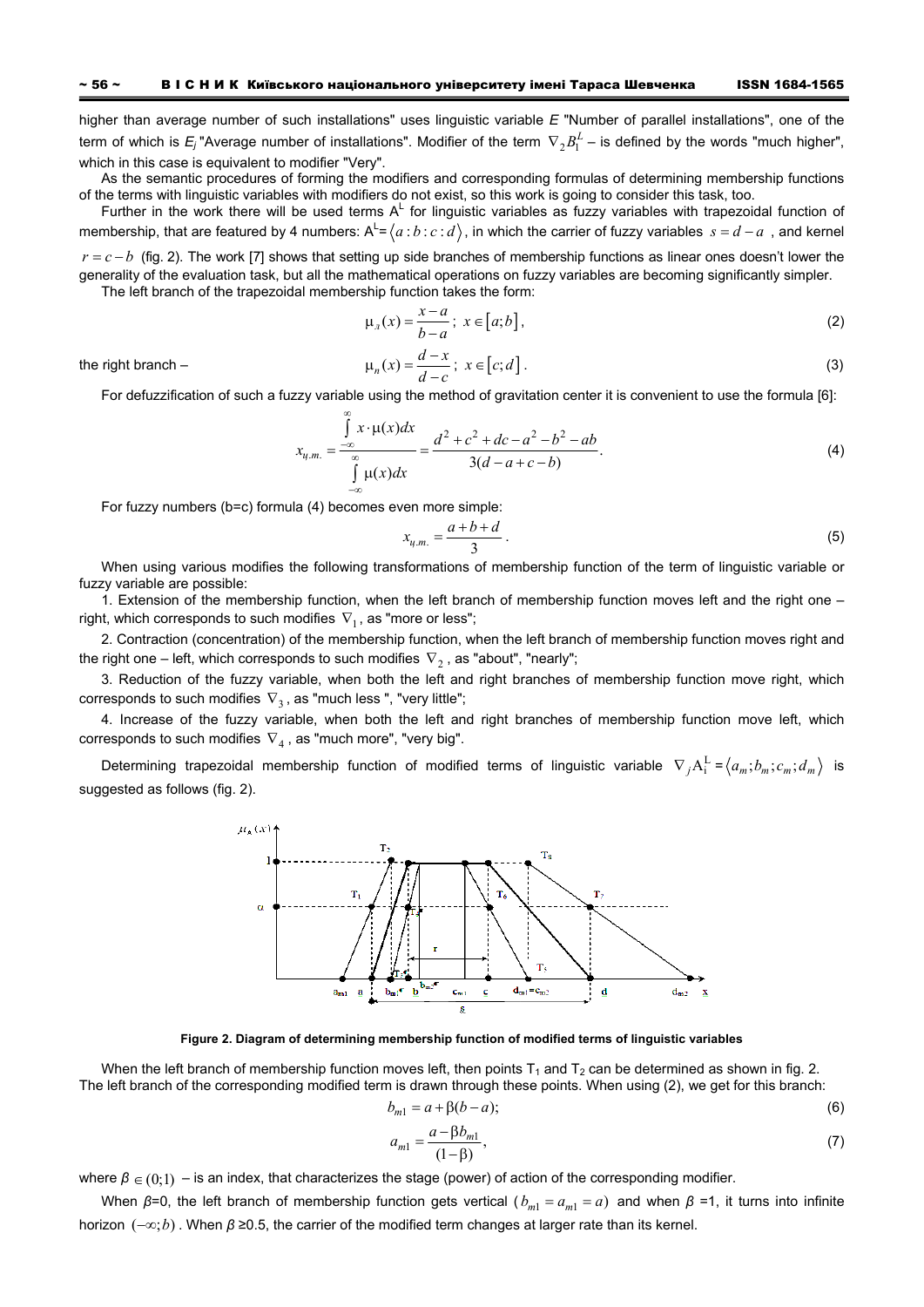higher than average number of such installations" uses linguistic variable $E$ "Number of parallel installations", one of the term of which is $E_j$ "Average number of installations". Modifier of the term $\nabla_2 B_1^L$ – is defined by the words "much higher", which in this case is equivalent to modifier "Very".

As the semantic procedures of forming the modifiers and corresponding formulas of determining membership functions of the terms with linguistic variables with modifiers do not exist, so this work is going to consider this task, too.

Further in the work there will be used terms $A^L$ for linguistic variables as fuzzy variables with trapezoidal function of membership, that are featured by 4 numbers: $A^L = \langle a:b:c:d \rangle$, in which the carrier of fuzzy variables $s = d - a$, and kernel $r = c - b$ (fig. 2). The work [7] shows that setting up side branches of membership functions as linear ones doesn't lower the generality of the evaluation task, but all the mathematical operations on fuzzy variables are becoming significantly simpler.

The left branch of the trapezoidal membership function takes the form:

$$\mu_{л}(x) = \frac{x-a}{b-a};\ x \in [a;b], \tag{2}$$

the right branch –

$$\mu_{n}(x) = \frac{d-x}{d-c};\ x \in [c;d]. \tag{3}$$

For defuzzification of such a fuzzy variable using the method of gravitation center it is convenient to use the formula [6]:

$$x_{ц.т.} = \frac{\int_{-\infty}^{\infty} x \cdot \mu(x)dx}{\int_{-\infty}^{\infty} \mu(x)dx} = \frac{d^2 + c^2 + dc - a^2 - b^2 - ab}{3(d - a + c - b)}. \tag{4}$$

For fuzzy numbers (b=c) formula (4) becomes even more simple:

$$x_{ц.т.} = \frac{a+b+d}{3}. \tag{5}$$

When using various modifies the following transformations of membership function of the term of linguistic variable or fuzzy variable are possible:

1. Extension of the membership function, when the left branch of membership function moves left and the right one – right, which corresponds to such modifies $\nabla_1$, as "more or less";
2. Contraction (concentration) of the membership function, when the left branch of membership function moves right and the right one – left, which corresponds to such modifies $\nabla_2$, as "about", "nearly";
3. Reduction of the fuzzy variable, when both the left and right branches of membership function move right, which corresponds to such modifies $\nabla_3$, as "much less ", "very little";
4. Increase of the fuzzy variable, when both the left and right branches of membership function move left, which corresponds to such modifies $\nabla_4$, as "much more", "very big".

Determining trapezoidal membership function of modified terms of linguistic variable $\nabla_j A_1^L = \langle a_m; b_m; c_m; d_m \rangle$ is suggested as follows (fig. 2).

**Figure 2. Diagram of determining membership function of modified terms of linguistic variables**

When the left branch of membership function moves left, then points $T_1$ and $T_2$ can be determined as shown in fig. 2. The left branch of the corresponding modified term is drawn through these points. When using (2), we get for this branch:

$$b_{m1} = a + \beta(b - a); \tag{6}$$

$$a_{m1} = \frac{a - \beta b_{m1}}{(1-\beta)}, \tag{7}$$

where $\beta \in (0;1)$ – is an index, that characterizes the stage (power) of action of the corresponding modifier.

When $\beta$=0, the left branch of membership function gets vertical ($b_{m1} = a_{m1} = a$) and when $\beta$ =1, it turns into infinite horizon $(-\infty; b)$. When $\beta$ ≥0.5, the carrier of the modified term changes at larger rate than its kernel.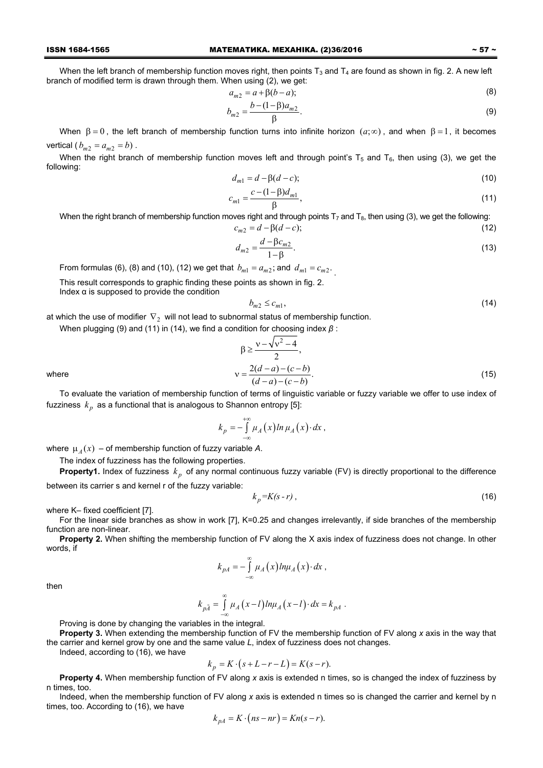When the left branch of membership function moves right, then points $T_3$ and $T_4$ are found as shown in fig. 2. A new left branch of modified term is drawn through them. When using (2), we get:

$$a_{m2} = a + \beta(b - a); \tag{8}$$

$$b_{m2} = \frac{b - (1-\beta)a_{m2}}{\beta}. \tag{9}$$

When $\beta = 0$, the left branch of membership function turns into infinite horizon $(a;\infty)$, and when $\beta = 1$, it becomes vertical ($b_{m2} = a_{m2} = b$).

When the right branch of membership function moves left and through point's $T_5$ and $T_6$, then using (3), we get the following:

$$d_{m1} = d - \beta(d - c); \tag{10}$$

$$c_{m1} = \frac{c - (1-\beta)d_{m1}}{\beta}, \tag{11}$$

When the right branch of membership function moves right and through points $T_7$ and $T_8$, then using (3), we get the following:

$$c_{m2} = d - \beta(d - c); \tag{12}$$

$$d_{m2} = \frac{d - \beta c_{m2}}{1-\beta}. \tag{13}$$

From formulas (6), (8) and (10), (12) we get that $b_{m1} = a_{m2}$; and $d_{m1} = c_{m2}$.

This result corresponds to graphic finding these points as shown in fig. 2.

Index α is supposed to provide the condition

$$b_{m2} \le c_{m1}, \tag{14}$$

at which the use of modifier $\nabla_2$ will not lead to subnormal status of membership function.

When plugging (9) and (11) in (14), we find a condition for choosing index *β* :

$$\beta \ge \frac{\nu - \sqrt{\nu^2 - 4}}{2},$$

where

$$\nu = \frac{2(d-a) - (c-b)}{(d-a) - (c-b)}. \tag{15}$$

To evaluate the variation of membership function of terms of linguistic variable or fuzzy variable we offer to use index of fuzziness $k_p$ as a functional that is analogous to Shannon entropy [5]:

$$k_p = -\int_{-\infty}^{+\infty} \mu_A(x) \ln \mu_A(x) \cdot dx,$$

where $\mu_A(x)$ – of membership function of fuzzy variable *A*.

The index of fuzziness has the following properties.

**Property1.** Index of fuzziness $k_p$ of any normal continuous fuzzy variable (FV) is directly proportional to the difference between its carrier s and kernel r of the fuzzy variable:

$$k_p = K(s - r), \tag{16}$$

where K– fixed coefficient [7].

For the linear side branches as show in work [7], K=0.25 and changes irrelevantly, if side branches of the membership function are non-linear.

**Property 2.** When shifting the membership function of FV along the X axis index of fuzziness does not change. In other words, if

$$k_{pA} = -\int_{-\infty}^{\infty} \mu_A(x) ln\mu_A(x) \cdot dx,$$

then

$$k_{p\tilde{A}} = \int_{-\infty}^{\infty} \mu_A(x-l) ln\mu_A(x-l) \cdot dx = k_{pA}.$$

Proving is done by changing the variables in the integral.

**Property 3.** When extending the membership function of FV the membership function of FV along *x* axis in the way that the carrier and kernel grow by one and the same value *L*, index of fuzziness does not changes.

Indeed, according to (16), we have

$$k_p = K \cdot (s + L - r - L) = K(s - r).$$

**Property 4.** When membership function of FV along *x* axis is extended n times, so is changed the index of fuzziness by n times, too.

Indeed, when the membership function of FV along *x* axis is extended n times so is changed the carrier and kernel by n times, too. According to (16), we have

$$k_{pA} = K \cdot (ns - nr) = Kn(s - r).$$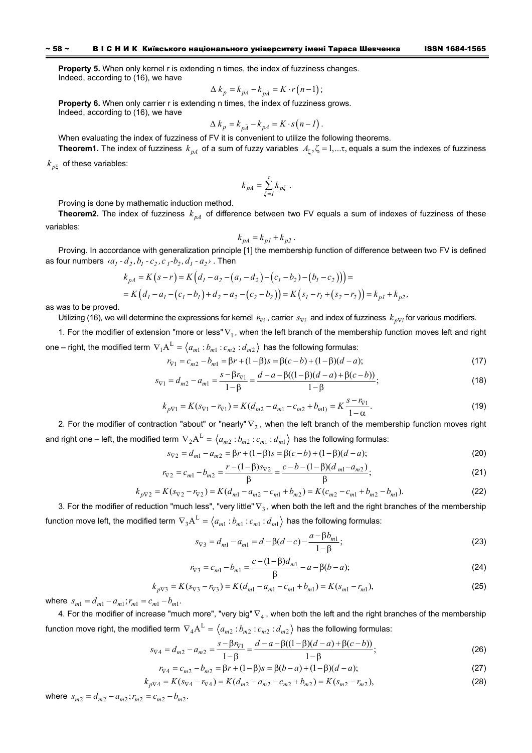**Property 5.** When only kernel r is extending n times, the index of fuzziness changes.
Indeed, according to (16), we have

$$\Delta k_p = k_{pA} - k_{p\tilde{A}} = K \cdot r(n-1);$$

**Property 6.** When only carrier r is extending n times, the index of fuzziness grows.
Indeed, according to (16), we have

$$\Delta k_p = k_{p\tilde{A}} - k_{pA} = K \cdot s(n-1).$$

When evaluating the index of fuzziness of FV it is convenient to utilize the following theorems.

**Theorem1.** The index of fuzziness $k_{pA}$ of a sum of fuzzy variables $A_\zeta, \zeta = 1,...\tau$, equals a sum the indexes of fuzziness $k_{p\xi}$ of these variables:

$$k_{pA} = \sum_{\xi=1}^{\tau} k_{p\xi}.$$

Proving is done by mathematic induction method.

**Theorem2.** The index of fuzziness $k_{pA}$ of difference between two FV equals a sum of indexes of fuzziness of these variables:

$$k_{pA} = k_{p1} + k_{p2}.$$

Proving. In accordance with generalization principle [1] the membership function of difference between two FV is defined as four numbers $\langle a_1 - d_2, b_1 - c_2, c_1 - b_2, d_1 - a_2 \rangle$. Then

$$k_{pA} = K(s-r) = K\left(d_1 - a_2 - (a_1 - d_2) - (c_1 - b_2) - (b_1 - c_2)\right) =$$
$$= K\left(d_1 - a_1 - (c_1 - b_1) + d_2 - a_2 - (c_2 - b_2)\right) = K\left(s_1 - r_1 + (s_2 - r_2)\right) = k_{p1} + k_{p2},$$

as was to be proved.

Utilizing (16), we will determine the expressions for kernel $r_{\nabla i}$, carrier $s_{\nabla i}$ and index of fuzziness $k_{p\nabla i}$ for various modifiers.

1. For the modifier of extension "more or less" $\nabla_1$, when the left branch of the membership function moves left and right one – right, the modified term $\nabla_1 A^L = \langle a_{m1} : b_{m1} : c_{m2} : d_{m2} \rangle$ has the following formulas:

$$r_{\nabla 1} = c_{m2} - b_{m1} = \beta r + (1-\beta)s = \beta(c-b) + (1-\beta)(d-a); \tag{17}$$

$$s_{\nabla 1} = d_{m2} - a_{m1} = \frac{s - \beta r_{\nabla 1}}{1-\beta} = \frac{d - a - \beta((1-\beta)(d-a) + \beta(c-b))}{1-\beta}; \tag{18}$$

$$k_{p\nabla 1} = K(s_{\nabla 1} - r_{\nabla 1}) = K(d_{m2} - a_{m1} - c_{m2} + b_{m1)}) = K\frac{s - r_{\nabla 1}}{1-\alpha}. \tag{19}$$

2. For the modifier of contraction "about" or "nearly" $\nabla_2$, when the left branch of the membership function moves right and right one – left, the modified term $\nabla_2 A^L = \langle a_{m2} : b_{m2} : c_{m1} : d_{m1} \rangle$ has the following formulas:

$$s_{\nabla 2} = d_{m1} - a_{m2} = \beta r + (1-\beta)s = \beta(c-b) + (1-\beta)(d-a); \tag{20}$$

$$r_{\nabla 2} = c_{m1} - b_{m2} = \frac{r - (1-\beta)s_{\nabla 2}}{\beta} = \frac{c - b - (1-\beta)(d_{m1} - a_{m2})}{\beta}; \tag{21}$$

$$k_{p\nabla 2} = K(s_{\nabla 2} - r_{\nabla 2}) = K(d_{m1} - a_{m2} - c_{m1} + b_{m2}) = K(c_{m2} - c_{m1} + b_{m2} - b_{m1}). \tag{22}$$

3. For the modifier of reduction "much less", "very little" $\nabla_3$, when both the left and the right branches of the membership function move left, the modified term $\nabla_3 A^L = \langle a_{m1} : b_{m1} : c_{m1} : d_{m1} \rangle$ has the following formulas:

$$s_{\nabla 3} = d_{m1} - a_{m1} = d - \beta(d-c) - \frac{a - \beta b_{m1}}{1-\beta}; \tag{23}$$

$$r_{\nabla 3} = c_{m1} - b_{m1} = \frac{c - (1-\beta)d_{m1}}{\beta} - a - \beta(b-a); \tag{24}$$

$$k_{p\nabla 3} = K(s_{\nabla 3} - r_{\nabla 3}) = K(d_{m1} - a_{m1} - c_{m1} + b_{m1}) = K(s_{m1} - r_{m1}), \tag{25}$$

where $s_{m1} = d_{m1} - a_{m1}; r_{m1} = c_{m1} - b_{m1}$.

4. For the modifier of increase "much more", "very big" $\nabla_4$, when both the left and the right branches of the membership function move right, the modified term $\nabla_4 A^L = \langle a_{m2} : b_{m2} : c_{m2} : d_{m2} \rangle$ has the following formulas:

$$s_{\nabla 4} = d_{m2} - a_{m2} = \frac{s - \beta r_{\nabla 1}}{1-\beta} = \frac{d - a - \beta((1-\beta)(d-a) + \beta(c-b))}{1-\beta}; \tag{26}$$

$$r_{\nabla 4} = c_{m2} - b_{m2} = \beta r + (1-\beta)s = \beta(b-a) + (1-\beta)(d-a); \tag{27}$$

$$k_{p\nabla 4} = K(s_{\nabla 4} - r_{\nabla 4}) = K(d_{m2} - a_{m2} - c_{m2} + b_{m2}) = K(s_{m2} - r_{m2}), \tag{28}$$

where $s_{m2} = d_{m2} - a_{m2}; r_{m2} = c_{m2} - b_{m2}$.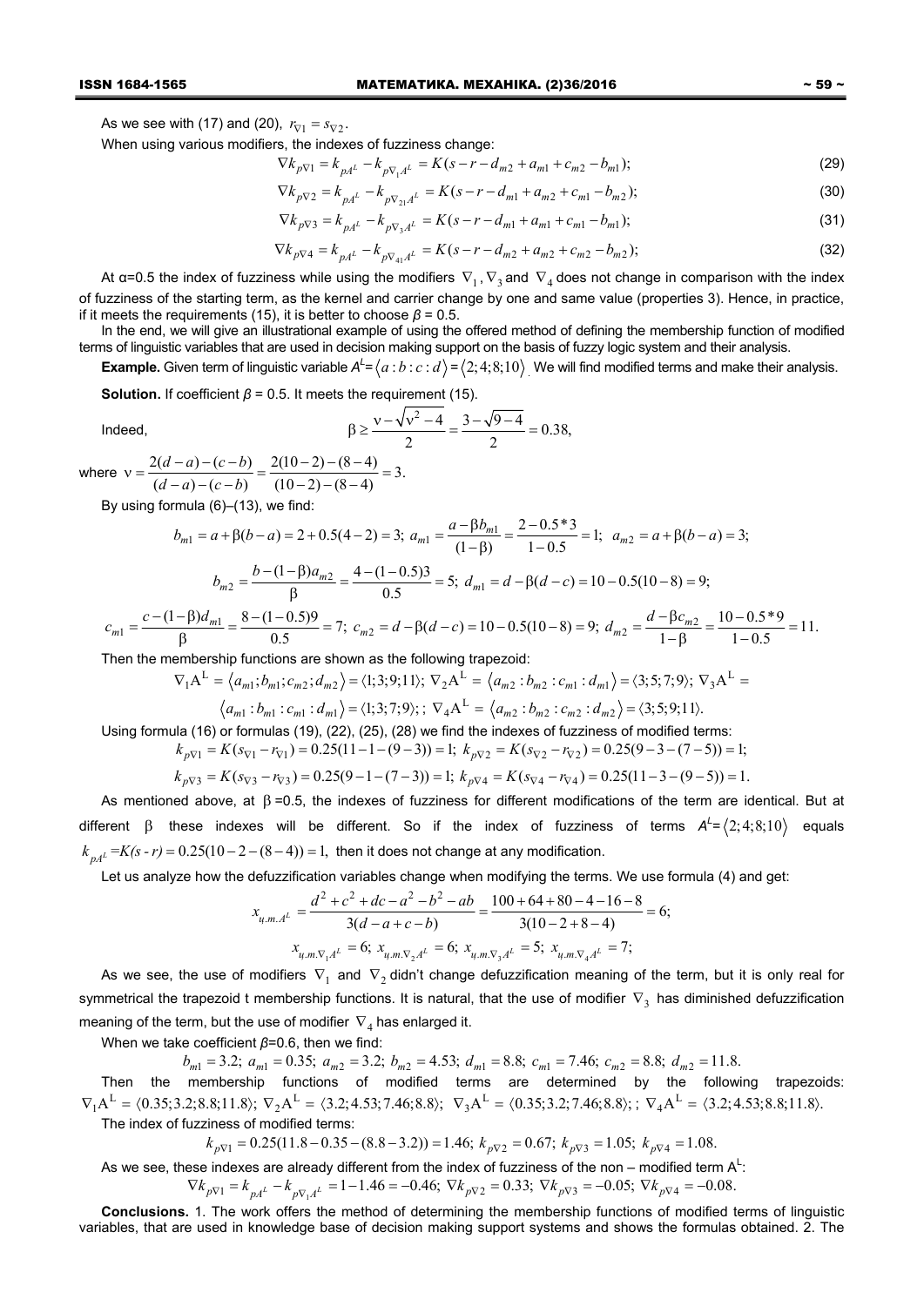As we see with (17) and (20), $r_{\nabla 1} = s_{\nabla 2}$.

When using various modifiers, the indexes of fuzziness change:

$$\nabla k_{p\nabla 1} = k_{pA^L} - k_{p\nabla_1 A^L} = K(s - r - d_{m2} + a_{m1} + c_{m2} - b_{m1}); \tag{29}$$

$$\nabla k_{p\nabla 2} = k_{pA^L} - k_{p\nabla_{21} A^L} = K(s - r - d_{m1} + a_{m2} + c_{m1} - b_{m2}); \tag{30}$$

$$\nabla k_{p\nabla 3} = k_{pA^L} - k_{p\nabla_3 A^L} = K(s - r - d_{m1} + a_{m1} + c_{m1} - b_{m1}); \tag{31}$$

$$\nabla k_{p\nabla 4} = k_{pA^L} - k_{p\nabla_{41} A^L} = K(s - r - d_{m2} + a_{m2} + c_{m2} - b_{m2}); \tag{32}$$

At α=0.5 the index of fuzziness while using the modifiers $\nabla_1, \nabla_3$ and $\nabla_4$ does not change in comparison with the index of fuzziness of the starting term, as the kernel and carrier change by one and same value (properties 3). Hence, in practice, if it meets the requirements (15), it is better to choose *β* = 0.5.

In the end, we will give an illustrational example of using the offered method of defining the membership function of modified terms of linguistic variables that are used in decision making support on the basis of fuzzy logic system and their analysis.

**Example.** Given term of linguistic variable $A^L = \langle a : b : c : d \rangle = \langle 2; 4; 8; 10 \rangle$. We will find modified terms and make their analysis.

**Solution.** If coefficient *β* = 0.5. It meets the requirement (15).

Indeed,
$$\beta \geq \frac{\nu - \sqrt{\nu^2 - 4}}{2} = \frac{3 - \sqrt{9 - 4}}{2} = 0.38,$$

where $\nu = \dfrac{2(d-a)-(c-b)}{(d-a)-(c-b)} = \dfrac{2(10-2)-(8-4)}{(10-2)-(8-4)} = 3.$

By using formula (6)–(13), we find:

$$b_{m1} = a + \beta(b-a) = 2 + 0.5(4-2) = 3;\ a_{m1} = \frac{a - \beta b_{m1}}{(1-\beta)} = \frac{2 - 0.5*3}{1 - 0.5} = 1;\ a_{m2} = a + \beta(b-a) = 3;$$

$$b_{m2} = \frac{b - (1-\beta)a_{m2}}{\beta} = \frac{4 - (1-0.5)3}{0.5} = 5;\ d_{m1} = d - \beta(d-c) = 10 - 0.5(10-8) = 9;$$

$$c_{m1} = \frac{c - (1-\beta)d_{m1}}{\beta} = \frac{8 - (1-0.5)9}{0.5} = 7;\ c_{m2} = d - \beta(d-c) = 10 - 0.5(10-8) = 9;\ d_{m2} = \frac{d - \beta c_{m2}}{1-\beta} = \frac{10 - 0.5*9}{1 - 0.5} = 11.$$

Then the membership functions are shown as the following trapezoid:

$$\nabla_1 A^L = \langle a_{m1}; b_{m1}; c_{m2}; d_{m2} \rangle = \langle 1; 3; 9; 11 \rangle;\ \nabla_2 A^L = \langle a_{m2} : b_{m2} : c_{m1} : d_{m1} \rangle = \langle 3; 5; 7; 9 \rangle;\ \nabla_3 A^L =$$
$$\langle a_{m1} : b_{m1} : c_{m1} : d_{m1} \rangle = \langle 1; 3; 7; 9 \rangle;;\ \nabla_4 A^L = \langle a_{m2} : b_{m2} : c_{m2} : d_{m2} \rangle = \langle 3; 5; 9; 11 \rangle.$$

Using formula (16) or formulas (19), (22), (25), (28) we find the indexes of fuzziness of modified terms:

$$k_{p\nabla 1} = K(s_{\nabla 1} - r_{\nabla 1}) = 0.25(11 - 1 - (9-3)) = 1;\ k_{p\nabla 2} = K(s_{\nabla 2} - r_{\nabla 2}) = 0.25(9 - 3 - (7-5)) = 1;$$

$$k_{p\nabla 3} = K(s_{\nabla 3} - r_{\nabla 3}) = 0.25(9 - 1 - (7-3)) = 1;\ k_{p\nabla 4} = K(s_{\nabla 4} - r_{\nabla 4}) = 0.25(11 - 3 - (9-5)) = 1.$$

As mentioned above, at β =0.5, the indexes of fuzziness for different modifications of the term are identical. But at different β these indexes will be different. So if the index of fuzziness of terms $A^L = \langle 2; 4; 8; 10 \rangle$ equals $k_{pA^L} = K(s - r) = 0.25(10 - 2 - (8-4)) = 1,$ then it does not change at any modification.

Let us analyze how the defuzzification variables change when modifying the terms. We use formula (4) and get:

$$x_{ц.м.A^L} = \frac{d^2 + c^2 + dc - a^2 - b^2 - ab}{3(d - a + c - b)} = \frac{100 + 64 + 80 - 4 - 16 - 8}{3(10 - 2 + 8 - 4)} = 6;$$

$$x_{ц.м.\nabla_1 A^L} = 6;\ x_{ц.м.\nabla_2 A^L} = 6;\ x_{ц.м.\nabla_3 A^L} = 5;\ x_{ц.м.\nabla_4 A^L} = 7;$$

As we see, the use of modifiers $\nabla_1$ and $\nabla_2$ didn't change defuzzification meaning of the term, but it is only real for symmetrical the trapezoid t membership functions. It is natural, that the use of modifier $\nabla_3$ has diminished defuzzification meaning of the term, but the use of modifier $\nabla_4$ has enlarged it.

When we take coefficient *β*=0.6, then we find:

$$b_{m1} = 3.2;\ a_{m1} = 0.35;\ a_{m2} = 3.2;\ b_{m2} = 4.53;\ d_{m1} = 8.8;\ c_{m1} = 7.46;\ c_{m2} = 8.8;\ d_{m2} = 11.8.$$

Then the membership functions of modified terms are determined by the following trapezoids: $\nabla_1 A^L = \langle 0.35; 3.2; 8.8; 11.8 \rangle;\ \nabla_2 A^L = \langle 3.2; 4.53; 7.46; 8.8 \rangle;\ \nabla_3 A^L = \langle 0.35; 3.2; 7.46; 8.8 \rangle;;\ \nabla_4 A^L = \langle 3.2; 4.53; 8.8; 11.8 \rangle.$

The index of fuzziness of modified terms:

$$k_{p\nabla 1} = 0.25(11.8 - 0.35 - (8.8 - 3.2)) = 1.46;\ k_{p\nabla 2} = 0.67;\ k_{p\nabla 3} = 1.05;\ k_{p\nabla 4} = 1.08.$$

As we see, these indexes are already different from the index of fuzziness of the non – modified term $A^L$:

$$\nabla k_{p\nabla 1} = k_{pA^L} - k_{p\nabla_1 A^L} = 1 - 1.46 = -0.46;\ \nabla k_{p\nabla 2} = 0.33;\ \nabla k_{p\nabla 3} = -0.05;\ \nabla k_{p\nabla 4} = -0.08.$$

**Conclusions.** 1. The work offers the method of determining the membership functions of modified terms of linguistic variables, that are used in knowledge base of decision making support systems and shows the formulas obtained. 2. The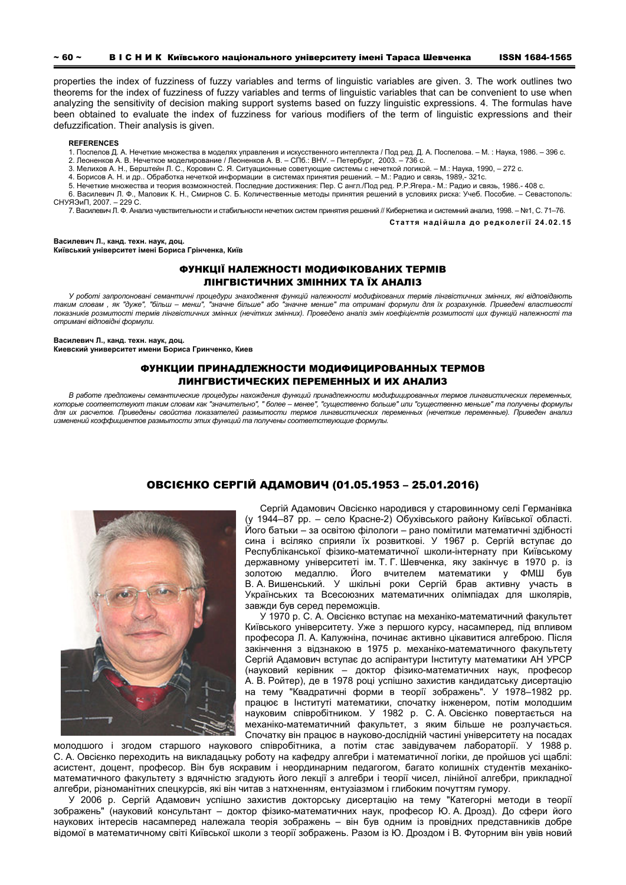properties the index of fuzziness of fuzzy variables and terms of linguistic variables are given. 3. The work outlines two theorems for the index of fuzziness of fuzzy variables and terms of linguistic variables that can be convenient to use when analyzing the sensitivity of decision making support systems based on fuzzy linguistic expressions. 4. The formulas have been obtained to evaluate the index of fuzziness for various modifiers of the term of linguistic expressions and their defuzzification. Their analysis is given.

**REFERENCES**

1. Поспелов Д. А. Нечеткие множества в моделях управления и искусственного интеллекта / Под ред. Д. А. Поспелова. – М. : Наука, 1986. – 396 с.
2. Леоненков А. В. Нечеткое моделирование / Леоненков А. В. – СПб.: BHV. – Петербург, 2003. – 736 с.
3. Мелихов А. Н., Берштейн Л. С., Коровин С. Я. Ситуационные советующие системы с нечеткой логикой. – М.: Наука, 1990, – 272 с.
4. Борисов А. Н. и др.. Обработка нечеткой информации в системах принятия решений. – М.: Радио и связь, 1989,- 321с.
5. Нечеткие множества и теория возможностей. Последние достижения: Пер. С англ./Под ред. Р.Р.Ягера.- М.: Радио и связь, 1986.- 408 с.
6. Василевич Л. Ф., Маловик К. Н., Смирнов С. Б. Количественные методы принятия решений в условиях риска: Учеб. Пособие. – Севастополь: СНУЯЭиП, 2007. – 229 С.
7. Василевич Л. Ф. Анализ чувствительности и стабильности нечетких систем принятия решений // Кибернетика и системный анализ, 1998. – №1, С. 71–76.

**Стаття надійшла до редколегії 24.02.15**

**Василевич Л., канд. техн. наук, доц.**
**Київський університет імені Бориса Грінченка, Київ**

## ФУНКЦІЇ НАЛЕЖНОСТІ МОДИФІКОВАНИХ ТЕРМІВ ЛІНГВІСТИЧНИХ ЗМІННИХ ТА ЇХ АНАЛІЗ

*У роботі запропоновані семантичні процедури знаходження функцій належності модифікованих термів лінгвістичних змінних, які відповідають таким словам , як "дуже", "більш – менш", "значне більше" або "значне менше" та отримані формули для їх розрахунків. Приведені властивості показників розмитості термів лінгвістичних змінних (нечітких змінних). Проведено аналіз змін коефіцієнтів розмитості цих функцій належності та отримані відповідні формули.*

**Василевич Л., канд. техн. наук, доц.**
**Киевский университет имени Бориса Гринченко, Киев**

## ФУНКЦИИ ПРИНАДЛЕЖНОСТИ МОДИФИЦИРОВАННЫХ ТЕРМОВ ЛИНГВИСТИЧЕСКИХ ПЕРЕМЕННЫХ И ИХ АНАЛИЗ

*В работе предложены семантические процедуры нахождения функций принадлежности модифицированных термов лингвистических переменных, которые соответствуют таким словам как "значительно", " более – менее", "существенно больше" или "существенно меньше" та получены формулы для их расчетов. Приведены свойства показателей размытости термов лингвистических переменных (нечеткие переменные). Приведен анализ изменений коэффициентов размытости этих функций принадлежности та получены соответствующие формулы.*

## ОВСІЄНКО СЕРГІЙ АДАМОВИЧ (01.05.1953 – 25.01.2016)

Сергій Адамович Овсієнко народився у старовинному селі Германівка (у 1944–87 рр. – село Красне-2) Обухівського району Київської області. Його батьки – за освітою філологи – рано помітили математичні здібності сина і всіляко сприяли їх розвиткові. У 1967 р. Сергій вступає до Республіканської фізико-математичної школи-інтернату при Київському державному університеті ім. Т. Г. Шевченка, яку закінчує в 1970 р. із золотою медаллю. Його вчителем математики у ФМШ був В. А. Вишенський. У шкільні роки Сергій брав активну участь в Українських та Всесоюзних математичних олімпіадах для школярів, завжди був серед переможців.

У 1970 р. С. А. Овсієнко вступає на механіко-математичний факультет Київського університету. Уже з першого курсу, насамперед, під впливом професора Л. А. Калужніна, починає активно цікавитися алгеброю. Після закінчення з відзнакою в 1975 р. механіко-математичного факультету Сергій Адамович вступає до аспірантури Інституту математики АН УРСР (науковий керівник – доктор фізико-математичних наук, професор А. В. Ройтер), де в 1978 році успішно захистив кандидатську дисертацію на тему "Квадратичні форми в теорії зображень". У 1978–1982 рр. працює в Інституті математики, спочатку інженером, потім молодшим науковим співробітником. У 1982 р. С. А. Овсієнко повертається на механіко-математичний факультет, з яким більше не розлучається. Спочатку він працює в науково-дослідній частині університету на посадах молодшого і згодом старшого наукового співробітника, а потім стає завідувачем лабораторії. У 1988 р. С. А. Овсієнко переходить на викладацьку роботу на кафедру алгебри і математичної логіки, де пройшов усі щаблі: асистент, доцент, професор. Він був яскравим і неординарним педагогом, багато колишніх студентів механіко-математичного факультету з вдячністю згадують його лекції з алгебри і теорії чисел, лінійної алгебри, прикладної алгебри, різноманітних спецкурсів, які він читав з натхненням, ентузіазмом і глибоким почуттям гумору.

У 2006 р. Сергій Адамович успішно захистив докторську дисертацію на тему "Категорні методи в теорії зображень" (науковий консультант – доктор фізико-математичних наук, професор Ю. А. Дрозд). До сфери його наукових інтересів насамперед належала теорія зображень – він був одним із провідних представників добре відомої в математичному світі Київської школи з теорії зображень. Разом із Ю. Дроздом і В. Футорним він увів новий